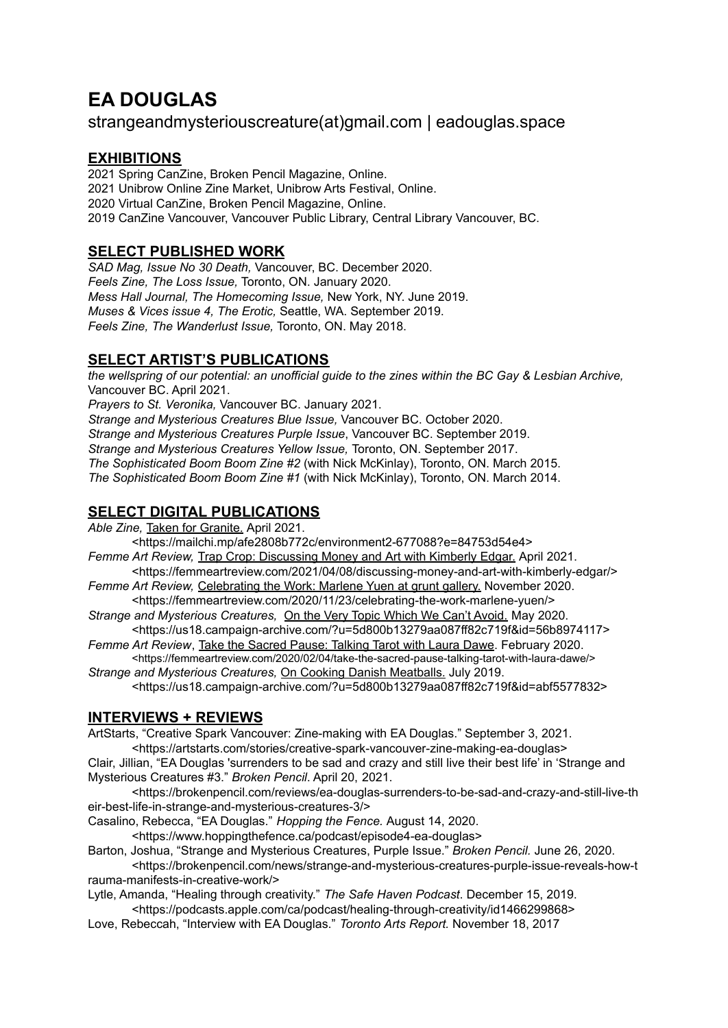# EA DOUGLAS

strangeandmysteriouscreature(at)gmail.com | eadouglas.space

## EXHIBITIONS

2021 Spring CanZine, Broken Pencil Magazine, Online.
2021 Unibrow Online Zine Market, Unibrow Arts Festival, Online.
2020 Virtual CanZine, Broken Pencil Magazine, Online.
2019 CanZine Vancouver, Vancouver Public Library, Central Library Vancouver, BC.

## SELECT PUBLISHED WORK

*SAD Mag, Issue No 30 Death,* Vancouver, BC. December 2020.
*Feels Zine, The Loss Issue,* Toronto, ON. January 2020.
*Mess Hall Journal, The Homecoming Issue,* New York, NY. June 2019.
*Muses & Vices issue 4, The Erotic,* Seattle, WA. September 2019.
*Feels Zine, The Wanderlust Issue,* Toronto, ON. May 2018.

## SELECT ARTIST'S PUBLICATIONS

*the wellspring of our potential: an unofficial guide to the zines within the BC Gay & Lesbian Archive,* Vancouver BC. April 2021.
*Prayers to St. Veronika,* Vancouver BC. January 2021.
*Strange and Mysterious Creatures Blue Issue,* Vancouver BC. October 2020.
*Strange and Mysterious Creatures Purple Issue*, Vancouver BC. September 2019.
*Strange and Mysterious Creatures Yellow Issue,* Toronto, ON. September 2017.
*The Sophisticated Boom Boom Zine #2* (with Nick McKinlay), Toronto, ON. March 2015.
*The Sophisticated Boom Boom Zine #1* (with Nick McKinlay), Toronto, ON. March 2014.

## SELECT DIGITAL PUBLICATIONS

*Able Zine,* Taken for Granite. April 2021.
<https://mailchi.mp/afe2808b772c/environment2-677088?e=84753d54e4>
*Femme Art Review,* Trap Crop: Discussing Money and Art with Kimberly Edgar. April 2021.
<https://femmeartreview.com/2021/04/08/discussing-money-and-art-with-kimberly-edgar/>
*Femme Art Review,* Celebrating the Work: Marlene Yuen at grunt gallery. November 2020.
<https://femmeartreview.com/2020/11/23/celebrating-the-work-marlene-yuen/>
*Strange and Mysterious Creatures,* On the Very Topic Which We Can't Avoid. May 2020.
<https://us18.campaign-archive.com/?u=5d800b13279aa087ff82c719f&id=56b8974117>
*Femme Art Review*, Take the Sacred Pause: Talking Tarot with Laura Dawe. February 2020.
<https://femmeartreview.com/2020/02/04/take-the-sacred-pause-talking-tarot-with-laura-dawe/>
*Strange and Mysterious Creatures,* On Cooking Danish Meatballs. July 2019.
<https://us18.campaign-archive.com/?u=5d800b13279aa087ff82c719f&id=abf5577832>

## INTERVIEWS + REVIEWS

ArtStarts, "Creative Spark Vancouver: Zine-making with EA Douglas." September 3, 2021.
<https://artstarts.com/stories/creative-spark-vancouver-zine-making-ea-douglas>
Clair, Jillian, "EA Douglas 'surrenders to be sad and crazy and still live their best life' in 'Strange and Mysterious Creatures #3." *Broken Pencil*. April 20, 2021.
<https://brokenpencil.com/reviews/ea-douglas-surrenders-to-be-sad-and-crazy-and-still-live-their-best-life-in-strange-and-mysterious-creatures-3/>
Casalino, Rebecca, "EA Douglas." *Hopping the Fence.* August 14, 2020.
<https://www.hoppingthefence.ca/podcast/episode4-ea-douglas>
Barton, Joshua, "Strange and Mysterious Creatures, Purple Issue." *Broken Pencil.* June 26, 2020.
<https://brokenpencil.com/news/strange-and-mysterious-creatures-purple-issue-reveals-how-trauma-manifests-in-creative-work/>
Lytle, Amanda, "Healing through creativity." *The Safe Haven Podcast*. December 15, 2019.
<https://podcasts.apple.com/ca/podcast/healing-through-creativity/id1466299868>
Love, Rebeccah, "Interview with EA Douglas." *Toronto Arts Report.* November 18, 2017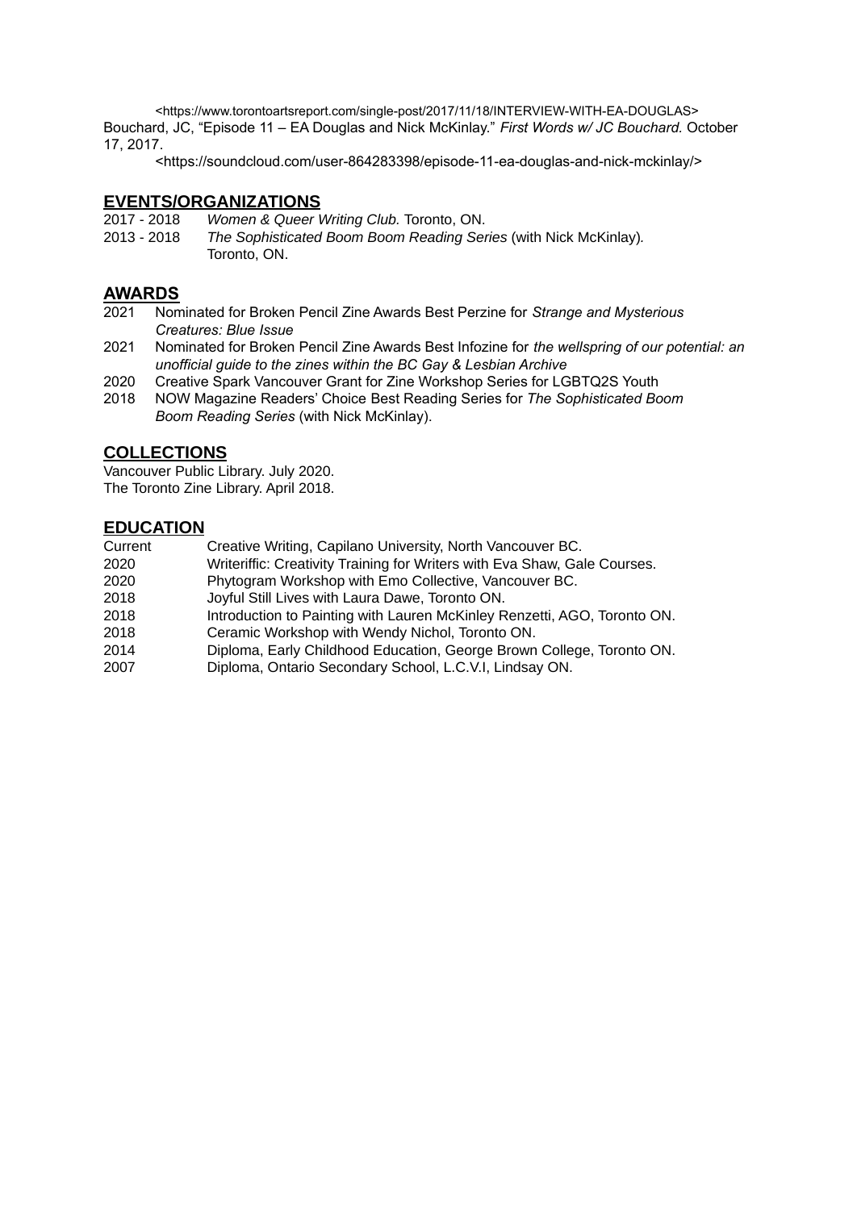<https://www.torontoartsreport.com/single-post/2017/11/18/INTERVIEW-WITH-EA-DOUGLAS>

Bouchard, JC, "Episode 11 – EA Douglas and Nick McKinlay." *First Words w/ JC Bouchard.* October 17, 2017.

<https://soundcloud.com/user-864283398/episode-11-ea-douglas-and-nick-mckinlay/>

## EVENTS/ORGANIZATIONS

2017 - 2018 *Women & Queer Writing Club.* Toronto, ON.

2013 - 2018 *The Sophisticated Boom Boom Reading Series* (with Nick McKinlay). Toronto, ON.

## AWARDS

2021 Nominated for Broken Pencil Zine Awards Best Perzine for *Strange and Mysterious Creatures: Blue Issue*

2021 Nominated for Broken Pencil Zine Awards Best Infozine for *the wellspring of our potential: an unofficial guide to the zines within the BC Gay & Lesbian Archive*

2020 Creative Spark Vancouver Grant for Zine Workshop Series for LGBTQ2S Youth

2018 NOW Magazine Readers' Choice Best Reading Series for *The Sophisticated Boom Boom Reading Series* (with Nick McKinlay).

## COLLECTIONS

Vancouver Public Library. July 2020.

The Toronto Zine Library. April 2018.

## EDUCATION

Current Creative Writing, Capilano University, North Vancouver BC.

2020 Writeriffic: Creativity Training for Writers with Eva Shaw, Gale Courses.

2020 Phytogram Workshop with Emo Collective, Vancouver BC.

2018 Joyful Still Lives with Laura Dawe, Toronto ON.

2018 Introduction to Painting with Lauren McKinley Renzetti, AGO, Toronto ON.

2018 Ceramic Workshop with Wendy Nichol, Toronto ON.

2014 Diploma, Early Childhood Education, George Brown College, Toronto ON.

2007 Diploma, Ontario Secondary School, L.C.V.I, Lindsay ON.